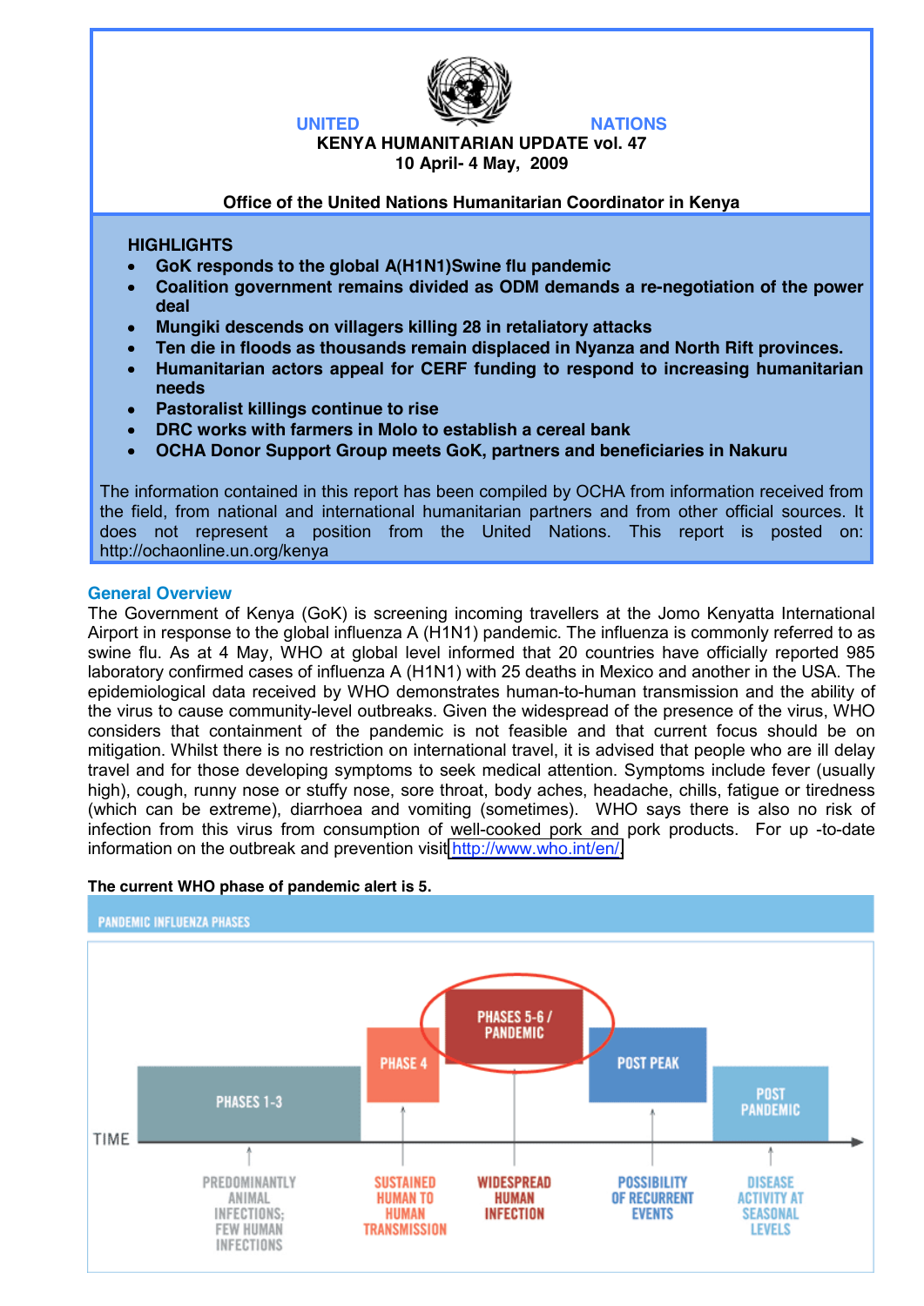UNITED NATIONS

**KENYA HUMANITARIAN UPDATE vol. 47**
**10 April- 4 May, 2009**

**Office of the United Nations Humanitarian Coordinator in Kenya**

**HIGHLIGHTS**

- **GoK responds to the global A(H1N1)Swine flu pandemic**
- **Coalition government remains divided as ODM demands a re-negotiation of the power deal**
- **Mungiki descends on villagers killing 28 in retaliatory attacks**
- **Ten die in floods as thousands remain displaced in Nyanza and North Rift provinces.**
- **Humanitarian actors appeal for CERF funding to respond to increasing humanitarian needs**
- **Pastoralist killings continue to rise**
- **DRC works with farmers in Molo to establish a cereal bank**
- **OCHA Donor Support Group meets GoK, partners and beneficiaries in Nakuru**

The information contained in this report has been compiled by OCHA from information received from the field, from national and international humanitarian partners and from other official sources. It does not represent a position from the United Nations. This report is posted on: http://ochaonline.un.org/kenya

## General Overview

The Government of Kenya (GoK) is screening incoming travellers at the Jomo Kenyatta International Airport in response to the global influenza A (H1N1) pandemic. The influenza is commonly referred to as swine flu. As at 4 May, WHO at global level informed that 20 countries have officially reported 985 laboratory confirmed cases of influenza A (H1N1) with 25 deaths in Mexico and another in the USA. The epidemiological data received by WHO demonstrates human-to-human transmission and the ability of the virus to cause community-level outbreaks. Given the widespread of the presence of the virus, WHO considers that containment of the pandemic is not feasible and that current focus should be on mitigation. Whilst there is no restriction on international travel, it is advised that people who are ill delay travel and for those developing symptoms to seek medical attention. Symptoms include fever (usually high), cough, runny nose or stuffy nose, sore throat, body aches, headache, chills, fatigue or tiredness (which can be extreme), diarrhoea and vomiting (sometimes). WHO says there is also no risk of infection from this virus from consumption of well-cooked pork and pork products. For up -to-date information on the outbreak and prevention visit http://www.who.int/en/.

**The current WHO phase of pandemic alert is 5.**

PANDEMIC INFLUENZA PHASES

| PHASES 1-3 | PHASE 4 | PHASES 5-6 / PANDEMIC | POST PEAK | POST PANDEMIC |
|---|---|---|---|---|
| PREDOMINANTLY ANIMAL INFECTIONS; FEW HUMAN INFECTIONS | SUSTAINED HUMAN TO HUMAN TRANSMISSION | WIDESPREAD HUMAN INFECTION | POSSIBILITY OF RECURRENT EVENTS | DISEASE ACTIVITY AT SEASONAL LEVELS |

TIME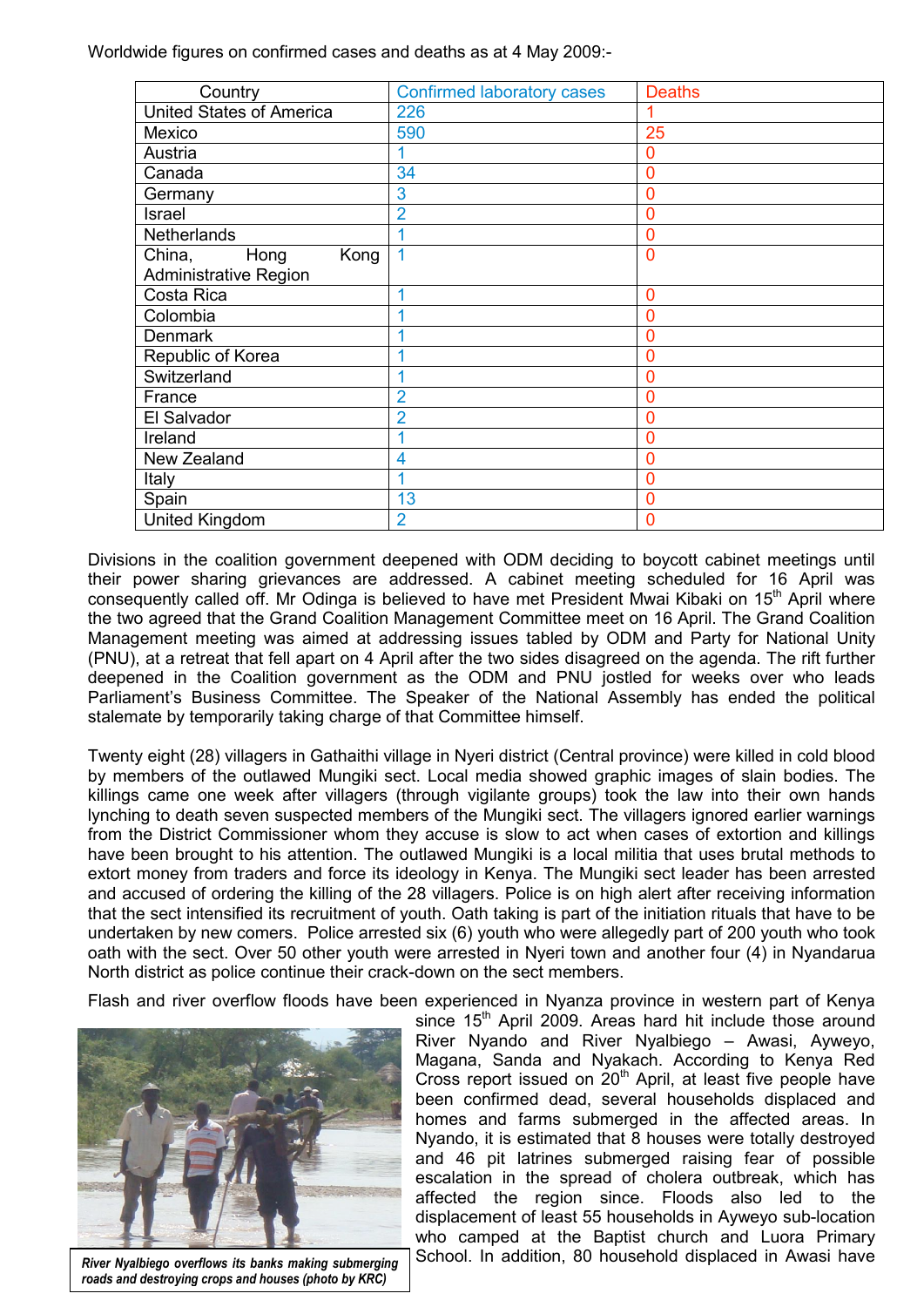Worldwide figures on confirmed cases and deaths as at 4 May 2009:-

| Country | Confirmed laboratory cases | Deaths |
|---|---|---|
| United States of America | 226 | 1 |
| Mexico | 590 | 25 |
| Austria | 1 | 0 |
| Canada | 34 | 0 |
| Germany | 3 | 0 |
| Israel | 2 | 0 |
| Netherlands | 1 | 0 |
| China, Hong Kong Administrative Region | 1 | 0 |
| Costa Rica | 1 | 0 |
| Colombia | 1 | 0 |
| Denmark | 1 | 0 |
| Republic of Korea | 1 | 0 |
| Switzerland | 1 | 0 |
| France | 2 | 0 |
| El Salvador | 2 | 0 |
| Ireland | 1 | 0 |
| New Zealand | 4 | 0 |
| Italy | 1 | 0 |
| Spain | 13 | 0 |
| United Kingdom | 2 | 0 |

Divisions in the coalition government deepened with ODM deciding to boycott cabinet meetings until their power sharing grievances are addressed. A cabinet meeting scheduled for 16 April was consequently called off. Mr Odinga is believed to have met President Mwai Kibaki on 15th April where the two agreed that the Grand Coalition Management Committee meet on 16 April. The Grand Coalition Management meeting was aimed at addressing issues tabled by ODM and Party for National Unity (PNU), at a retreat that fell apart on 4 April after the two sides disagreed on the agenda. The rift further deepened in the Coalition government as the ODM and PNU jostled for weeks over who leads Parliament's Business Committee. The Speaker of the National Assembly has ended the political stalemate by temporarily taking charge of that Committee himself.

Twenty eight (28) villagers in Gathaithi village in Nyeri district (Central province) were killed in cold blood by members of the outlawed Mungiki sect. Local media showed graphic images of slain bodies. The killings came one week after villagers (through vigilante groups) took the law into their own hands lynching to death seven suspected members of the Mungiki sect. The villagers ignored earlier warnings from the District Commissioner whom they accuse is slow to act when cases of extortion and killings have been brought to his attention. The outlawed Mungiki is a local militia that uses brutal methods to extort money from traders and force its ideology in Kenya. The Mungiki sect leader has been arrested and accused of ordering the killing of the 28 villagers. Police is on high alert after receiving information that the sect intensified its recruitment of youth. Oath taking is part of the initiation rituals that have to be undertaken by new comers. Police arrested six (6) youth who were allegedly part of 200 youth who took oath with the sect. Over 50 other youth were arrested in Nyeri town and another four (4) in Nyandarua North district as police continue their crack-down on the sect members.

Flash and river overflow floods have been experienced in Nyanza province in western part of Kenya since 15th April 2009. Areas hard hit include those around River Nyando and River Nyalbiego – Awasi, Ayweyo, Magana, Sanda and Nyakach. According to Kenya Red Cross report issued on 20th April, at least five people have been confirmed dead, several households displaced and homes and farms submerged in the affected areas. In Nyando, it is estimated that 8 houses were totally destroyed and 46 pit latrines submerged raising fear of possible escalation in the spread of cholera outbreak, which has affected the region since. Floods also led to the displacement of least 55 households in Ayweyo sub-location who camped at the Baptist church and Luora Primary School. In addition, 80 household displaced in Awasi have

*River Nyalbiego overflows its banks making submerging roads and destroying crops and houses (photo by KRC)*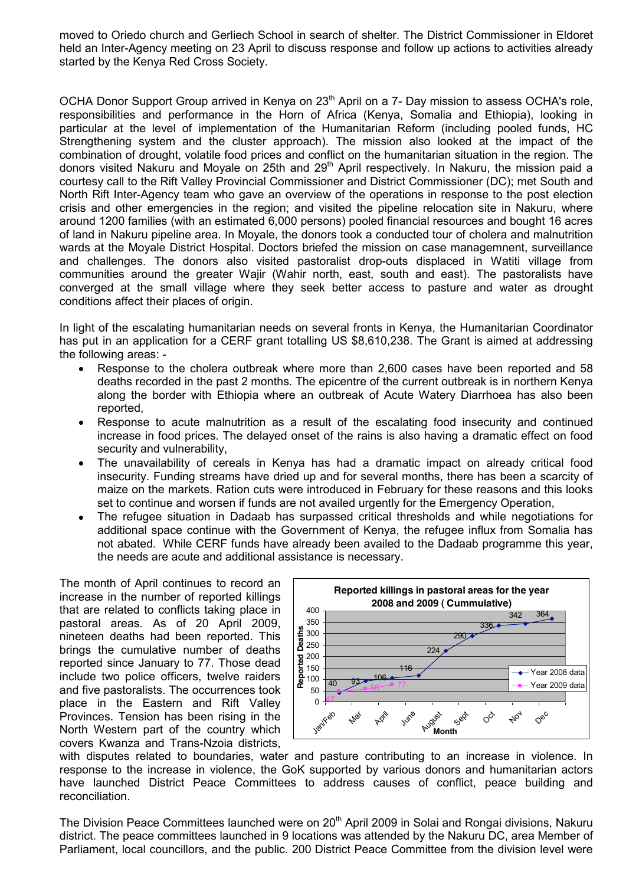moved to Oriedo church and Gerliech School in search of shelter. The District Commissioner in Eldoret held an Inter-Agency meeting on 23 April to discuss response and follow up actions to activities already started by the Kenya Red Cross Society.

OCHA Donor Support Group arrived in Kenya on 23[th] April on a 7- Day mission to assess OCHA's role, responsibilities and performance in the Horn of Africa (Kenya, Somalia and Ethiopia), looking in particular at the level of implementation of the Humanitarian Reform (including pooled funds, HC Strengthening system and the cluster approach). The mission also looked at the impact of the combination of drought, volatile food prices and conflict on the humanitarian situation in the region. The donors visited Nakuru and Moyale on 25th and 29[th] April respectively. In Nakuru, the mission paid a courtesy call to the Rift Valley Provincial Commissioner and District Commissioner (DC); met South and North Rift Inter-Agency team who gave an overview of the operations in response to the post election crisis and other emergencies in the region; and visited the pipeline relocation site in Nakuru, where around 1200 families (with an estimated 6,000 persons) pooled financial resources and bought 16 acres of land in Nakuru pipeline area. In Moyale, the donors took a conducted tour of cholera and malnutrition wards at the Moyale District Hospital. Doctors briefed the mission on case managemnent, surveillance and challenges. The donors also visited pastoralist drop-outs displaced in Watiti village from communities around the greater Wajir (Wahir north, east, south and east). The pastoralists have converged at the small village where they seek better access to pasture and water as drought conditions affect their places of origin.

In light of the escalating humanitarian needs on several fronts in Kenya, the Humanitarian Coordinator has put in an application for a CERF grant totalling US $8,610,238. The Grant is aimed at addressing the following areas: -

- Response to the cholera outbreak where more than 2,600 cases have been reported and 58 deaths recorded in the past 2 months. The epicentre of the current outbreak is in northern Kenya along the border with Ethiopia where an outbreak of Acute Watery Diarrhoea has also been reported,
- Response to acute malnutrition as a result of the escalating food insecurity and continued increase in food prices. The delayed onset of the rains is also having a dramatic effect on food security and vulnerability,
- The unavailability of cereals in Kenya has had a dramatic impact on already critical food insecurity. Funding streams have dried up and for several months, there has been a scarcity of maize on the markets. Ration cuts were introduced in February for these reasons and this looks set to continue and worsen if funds are not availed urgently for the Emergency Operation,
- The refugee situation in Dadaab has surpassed critical thresholds and while negotiations for additional space continue with the Government of Kenya, the refugee influx from Somalia has not abated. While CERF funds have already been availed to the Dadaab programme this year, the needs are acute and additional assistance is necessary.

The month of April continues to record an increase in the number of reported killings that are related to conflicts taking place in pastoral areas. As of 20 April 2009, nineteen deaths had been reported. This brings the cumulative number of deaths reported since January to 77. Those dead include two police officers, twelve raiders and five pastoralists. The occurrences took place in the Eastern and Rift Valley Provinces. Tension has been rising in the North Western part of the country which covers Kwanza and Trans-Nzoia districts, with disputes related to boundaries, water and pasture contributing to an increase in violence. In response to the increase in violence, the GoK supported by various donors and humanitarian actors have launched District Peace Committees to address causes of conflict, peace building and reconciliation.

**Reported killings in pastoral areas for the year 2008 and 2009 ( Cummulative)**

| Month | Year 2008 data | Year 2009 data |
|---|---|---|
| Jan/Feb | 40 | 47 |
| Mar | 93 | 58 |
| April | 106 | 77 |
| June | 116 | |
| August | 224 | |
| Sept | 290 | |
| Oct | 336 | |
| Nov | 342 | |
| Dec | 364 | |

The Division Peace Committees launched were on 20[th] April 2009 in Solai and Rongai divisions, Nakuru district. The peace committees launched in 9 locations was attended by the Nakuru DC, area Member of Parliament, local councillors, and the public. 200 District Peace Committee from the division level were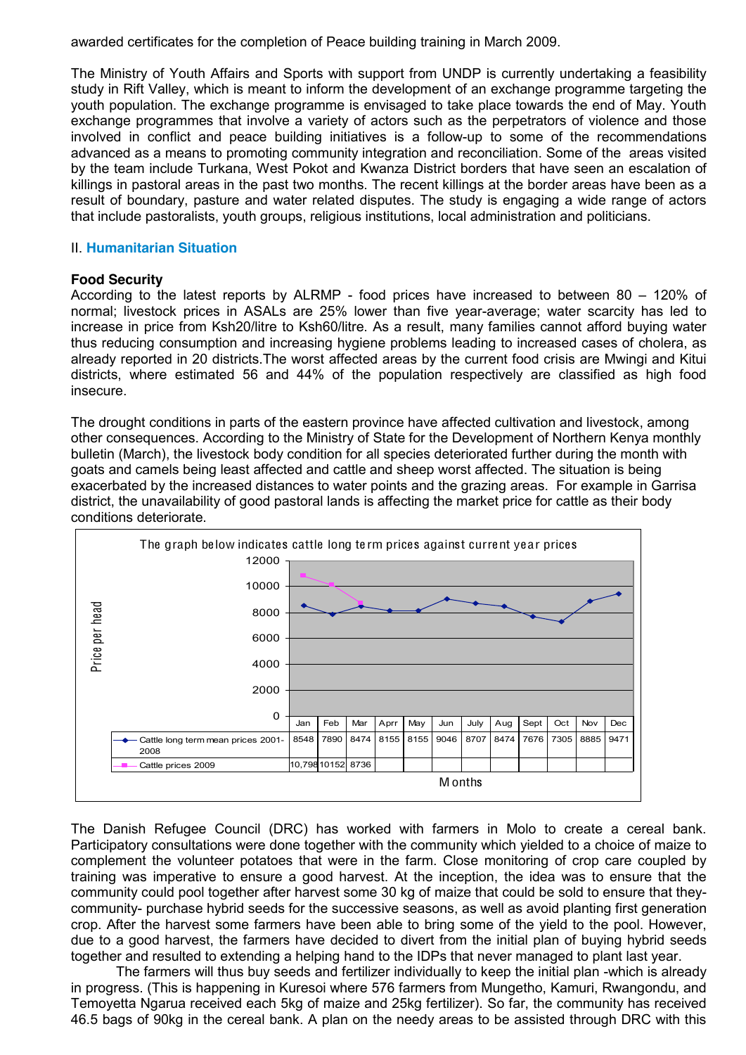awarded certificates for the completion of Peace building training in March 2009.

The Ministry of Youth Affairs and Sports with support from UNDP is currently undertaking a feasibility study in Rift Valley, which is meant to inform the development of an exchange programme targeting the youth population. The exchange programme is envisaged to take place towards the end of May. Youth exchange programmes that involve a variety of actors such as the perpetrators of violence and those involved in conflict and peace building initiatives is a follow-up to some of the recommendations advanced as a means to promoting community integration and reconciliation. Some of the areas visited by the team include Turkana, West Pokot and Kwanza District borders that have seen an escalation of killings in pastoral areas in the past two months. The recent killings at the border areas have been as a result of boundary, pasture and water related disputes. The study is engaging a wide range of actors that include pastoralists, youth groups, religious institutions, local administration and politicians.

## II. Humanitarian Situation

### Food Security

According to the latest reports by ALRMP - food prices have increased to between 80 – 120% of normal; livestock prices in ASALs are 25% lower than five year-average; water scarcity has led to increase in price from Ksh20/litre to Ksh60/litre. As a result, many families cannot afford buying water thus reducing consumption and increasing hygiene problems leading to increased cases of cholera, as already reported in 20 districts.The worst affected areas by the current food crisis are Mwingi and Kitui districts, where estimated 56 and 44% of the population respectively are classified as high food insecure.

The drought conditions in parts of the eastern province have affected cultivation and livestock, among other consequences. According to the Ministry of State for the Development of Northern Kenya monthly bulletin (March), the livestock body condition for all species deteriorated further during the month with goats and camels being least affected and cattle and sheep worst affected. The situation is being exacerbated by the increased distances to water points and the grazing areas. For example in Garrisa district, the unavailability of good pastoral lands is affecting the market price for cattle as their body conditions deteriorate.

The graph below indicates cattle long term prices against current year prices

| Price per head | Jan | Feb | Mar | Aprr | May | Jun | July | Aug | Sept | Oct | Nov | Dec |
|---|---|---|---|---|---|---|---|---|---|---|---|---|
| Cattle long term mean prices 2001-2008 | 8548 | 7890 | 8474 | 8155 | 8155 | 9046 | 8707 | 8474 | 7676 | 7305 | 8885 | 9471 |
| Cattle prices 2009 | 10,798 | 10152 | 8736 | | | | | | | | | |

Months

The Danish Refugee Council (DRC) has worked with farmers in Molo to create a cereal bank. Participatory consultations were done together with the community which yielded to a choice of maize to complement the volunteer potatoes that were in the farm. Close monitoring of crop care coupled by training was imperative to ensure a good harvest. At the inception, the idea was to ensure that the community could pool together after harvest some 30 kg of maize that could be sold to ensure that they-community- purchase hybrid seeds for the successive seasons, as well as avoid planting first generation crop. After the harvest some farmers have been able to bring some of the yield to the pool. However, due to a good harvest, the farmers have decided to divert from the initial plan of buying hybrid seeds together and resulted to extending a helping hand to the IDPs that never managed to plant last year.

The farmers will thus buy seeds and fertilizer individually to keep the initial plan -which is already in progress. (This is happening in Kuresoi where 576 farmers from Mungetho, Kamuri, Rwangondu, and Temoyetta Ngarua received each 5kg of maize and 25kg fertilizer). So far, the community has received 46.5 bags of 90kg in the cereal bank. A plan on the needy areas to be assisted through DRC with this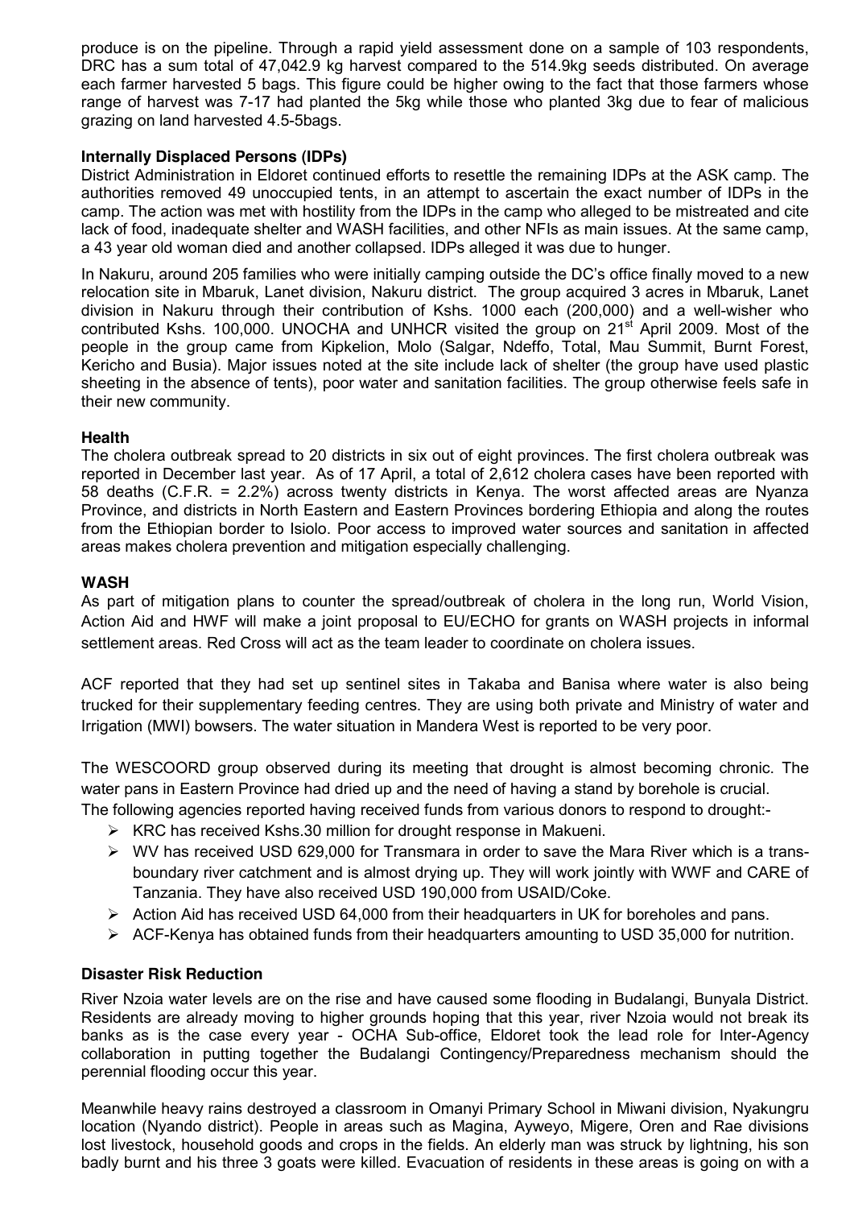produce is on the pipeline. Through a rapid yield assessment done on a sample of 103 respondents, DRC has a sum total of 47,042.9 kg harvest compared to the 514.9kg seeds distributed. On average each farmer harvested 5 bags. This figure could be higher owing to the fact that those farmers whose range of harvest was 7-17 had planted the 5kg while those who planted 3kg due to fear of malicious grazing on land harvested 4.5-5bags.

**Internally Displaced Persons (IDPs)**

District Administration in Eldoret continued efforts to resettle the remaining IDPs at the ASK camp. The authorities removed 49 unoccupied tents, in an attempt to ascertain the exact number of IDPs in the camp. The action was met with hostility from the IDPs in the camp who alleged to be mistreated and cite lack of food, inadequate shelter and WASH facilities, and other NFIs as main issues. At the same camp, a 43 year old woman died and another collapsed. IDPs alleged it was due to hunger.

In Nakuru, around 205 families who were initially camping outside the DC's office finally moved to a new relocation site in Mbaruk, Lanet division, Nakuru district. The group acquired 3 acres in Mbaruk, Lanet division in Nakuru through their contribution of Kshs. 1000 each (200,000) and a well-wisher who contributed Kshs. 100,000. UNOCHA and UNHCR visited the group on 21st April 2009. Most of the people in the group came from Kipkelion, Molo (Salgar, Ndeffo, Total, Mau Summit, Burnt Forest, Kericho and Busia). Major issues noted at the site include lack of shelter (the group have used plastic sheeting in the absence of tents), poor water and sanitation facilities. The group otherwise feels safe in their new community.

**Health**

The cholera outbreak spread to 20 districts in six out of eight provinces. The first cholera outbreak was reported in December last year. As of 17 April, a total of 2,612 cholera cases have been reported with 58 deaths (C.F.R. = 2.2%) across twenty districts in Kenya. The worst affected areas are Nyanza Province, and districts in North Eastern and Eastern Provinces bordering Ethiopia and along the routes from the Ethiopian border to Isiolo. Poor access to improved water sources and sanitation in affected areas makes cholera prevention and mitigation especially challenging.

**WASH**

As part of mitigation plans to counter the spread/outbreak of cholera in the long run, World Vision, Action Aid and HWF will make a joint proposal to EU/ECHO for grants on WASH projects in informal settlement areas. Red Cross will act as the team leader to coordinate on cholera issues.

ACF reported that they had set up sentinel sites in Takaba and Banisa where water is also being trucked for their supplementary feeding centres. They are using both private and Ministry of water and Irrigation (MWI) bowsers. The water situation in Mandera West is reported to be very poor.

The WESCOORD group observed during its meeting that drought is almost becoming chronic. The water pans in Eastern Province had dried up and the need of having a stand by borehole is crucial.
The following agencies reported having received funds from various donors to respond to drought:-

- KRC has received Kshs.30 million for drought response in Makueni.
- WV has received USD 629,000 for Transmara in order to save the Mara River which is a trans-boundary river catchment and is almost drying up. They will work jointly with WWF and CARE of Tanzania. They have also received USD 190,000 from USAID/Coke.
- Action Aid has received USD 64,000 from their headquarters in UK for boreholes and pans.
- ACF-Kenya has obtained funds from their headquarters amounting to USD 35,000 for nutrition.

**Disaster Risk Reduction**

River Nzoia water levels are on the rise and have caused some flooding in Budalangi, Bunyala District. Residents are already moving to higher grounds hoping that this year, river Nzoia would not break its banks as is the case every year - OCHA Sub-office, Eldoret took the lead role for Inter-Agency collaboration in putting together the Budalangi Contingency/Preparedness mechanism should the perennial flooding occur this year.

Meanwhile heavy rains destroyed a classroom in Omanyi Primary School in Miwani division, Nyakungru location (Nyando district). People in areas such as Magina, Ayweyo, Migere, Oren and Rae divisions lost livestock, household goods and crops in the fields. An elderly man was struck by lightning, his son badly burnt and his three 3 goats were killed. Evacuation of residents in these areas is going on with a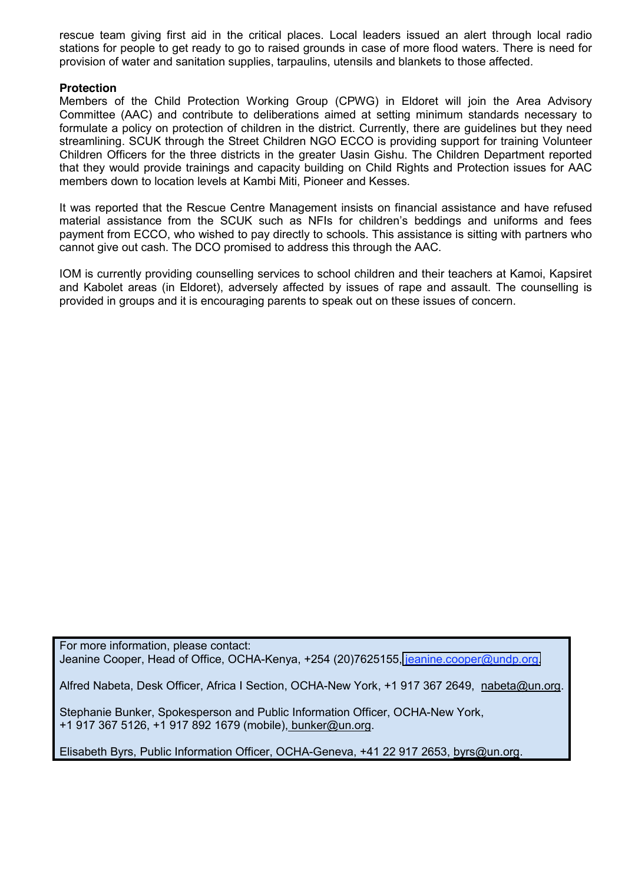rescue team giving first aid in the critical places. Local leaders issued an alert through local radio stations for people to get ready to go to raised grounds in case of more flood waters. There is need for provision of water and sanitation supplies, tarpaulins, utensils and blankets to those affected.

**Protection**

Members of the Child Protection Working Group (CPWG) in Eldoret will join the Area Advisory Committee (AAC) and contribute to deliberations aimed at setting minimum standards necessary to formulate a policy on protection of children in the district. Currently, there are guidelines but they need streamlining. SCUK through the Street Children NGO ECCO is providing support for training Volunteer Children Officers for the three districts in the greater Uasin Gishu. The Children Department reported that they would provide trainings and capacity building on Child Rights and Protection issues for AAC members down to location levels at Kambi Miti, Pioneer and Kesses.

It was reported that the Rescue Centre Management insists on financial assistance and have refused material assistance from the SCUK such as NFIs for children's beddings and uniforms and fees payment from ECCO, who wished to pay directly to schools. This assistance is sitting with partners who cannot give out cash. The DCO promised to address this through the AAC.

IOM is currently providing counselling services to school children and their teachers at Kamoi, Kapsiret and Kabolet areas (in Eldoret), adversely affected by issues of rape and assault. The counselling is provided in groups and it is encouraging parents to speak out on these issues of concern.

For more information, please contact:
Jeanine Cooper, Head of Office, OCHA-Kenya, +254 (20)7625155, jeanine.cooper@undp.org.

Alfred Nabeta, Desk Officer, Africa I Section, OCHA-New York, +1 917 367 2649, nabeta@un.org.

Stephanie Bunker, Spokesperson and Public Information Officer, OCHA-New York, +1 917 367 5126, +1 917 892 1679 (mobile), bunker@un.org.

Elisabeth Byrs, Public Information Officer, OCHA-Geneva, +41 22 917 2653, byrs@un.org.